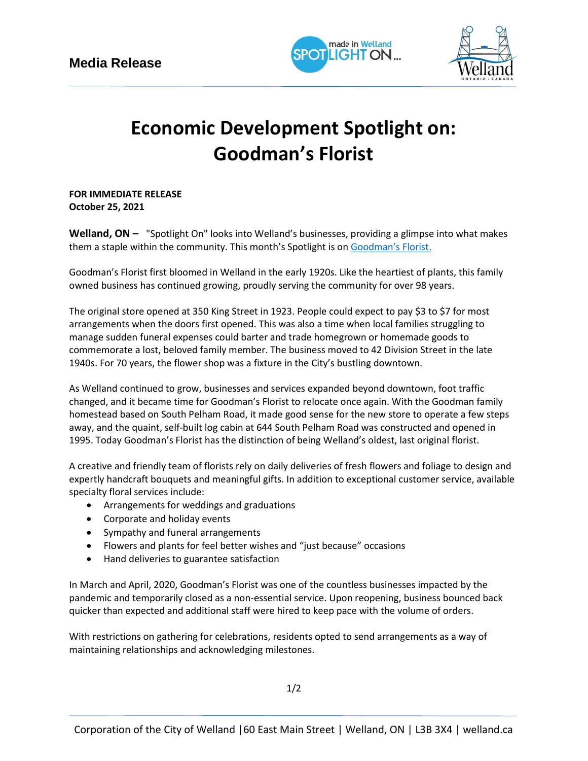**Media Release**

# Economic Development Spotlight on: Goodman's Florist

**FOR IMMEDIATE RELEASE**
**October 25, 2021**

**Welland, ON –** "Spotlight On" looks into Welland's businesses, providing a glimpse into what makes them a staple within the community. This month's Spotlight is on Goodman's Florist.

Goodman's Florist first bloomed in Welland in the early 1920s. Like the heartiest of plants, this family owned business has continued growing, proudly serving the community for over 98 years.

The original store opened at 350 King Street in 1923. People could expect to pay $3 to $7 for most arrangements when the doors first opened. This was also a time when local families struggling to manage sudden funeral expenses could barter and trade homegrown or homemade goods to commemorate a lost, beloved family member. The business moved to 42 Division Street in the late 1940s. For 70 years, the flower shop was a fixture in the City's bustling downtown.

As Welland continued to grow, businesses and services expanded beyond downtown, foot traffic changed, and it became time for Goodman's Florist to relocate once again. With the Goodman family homestead based on South Pelham Road, it made good sense for the new store to operate a few steps away, and the quaint, self-built log cabin at 644 South Pelham Road was constructed and opened in 1995. Today Goodman's Florist has the distinction of being Welland's oldest, last original florist.

A creative and friendly team of florists rely on daily deliveries of fresh flowers and foliage to design and expertly handcraft bouquets and meaningful gifts. In addition to exceptional customer service, available specialty floral services include:

- Arrangements for weddings and graduations
- Corporate and holiday events
- Sympathy and funeral arrangements
- Flowers and plants for feel better wishes and "just because" occasions
- Hand deliveries to guarantee satisfaction

In March and April, 2020, Goodman's Florist was one of the countless businesses impacted by the pandemic and temporarily closed as a non-essential service. Upon reopening, business bounced back quicker than expected and additional staff were hired to keep pace with the volume of orders.

With restrictions on gathering for celebrations, residents opted to send arrangements as a way of maintaining relationships and acknowledging milestones.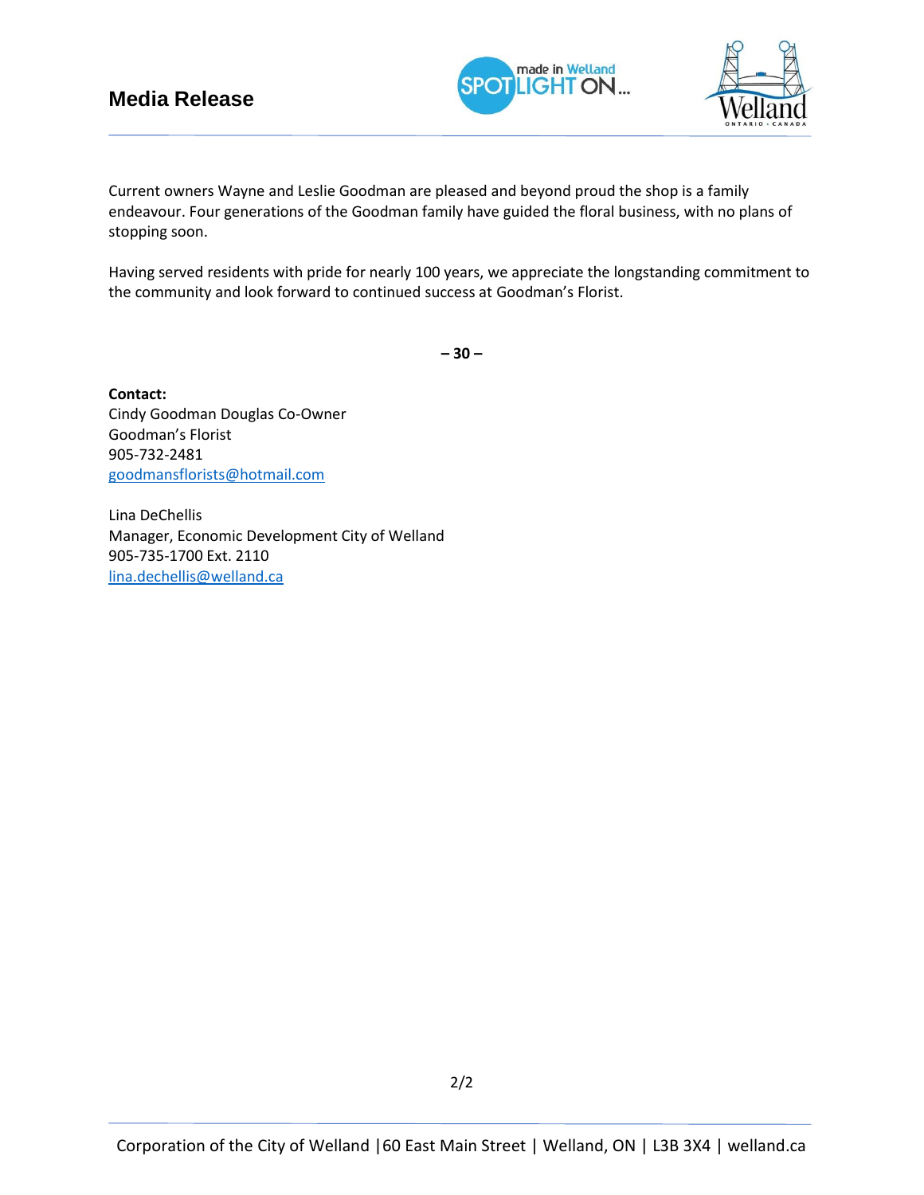Current owners Wayne and Leslie Goodman are pleased and beyond proud the shop is a family endeavour. Four generations of the Goodman family have guided the floral business, with no plans of stopping soon.

Having served residents with pride for nearly 100 years, we appreciate the longstanding commitment to the community and look forward to continued success at Goodman's Florist.

**– 30 –**

**Contact:**
Cindy Goodman Douglas Co-Owner
Goodman's Florist
905-732-2481
goodmansflorists@hotmail.com

Lina DeChellis
Manager, Economic Development City of Welland
905-735-1700 Ext. 2110
lina.dechellis@welland.ca